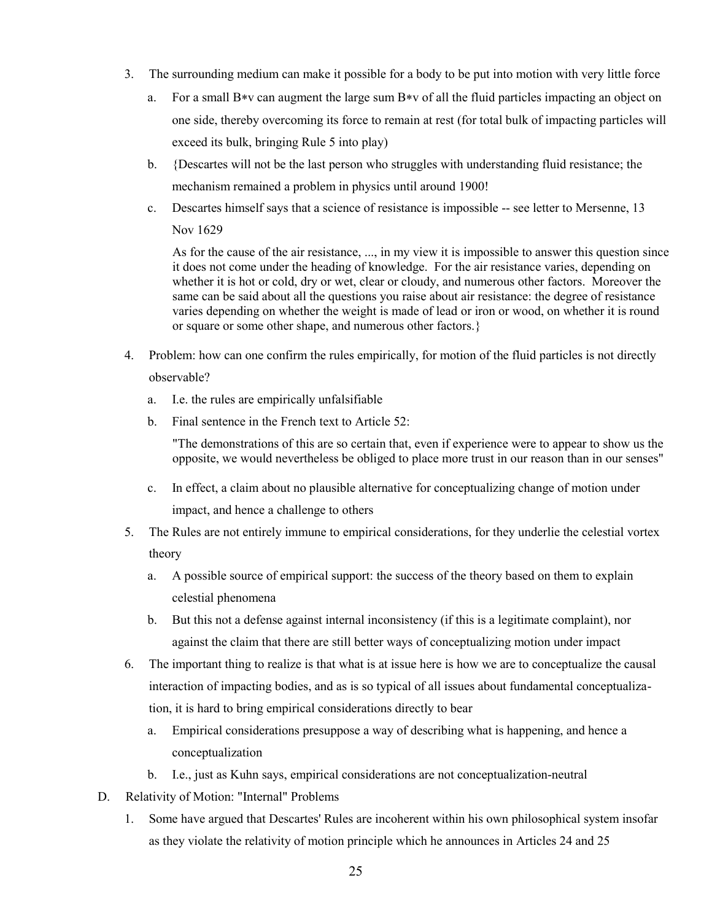3. The surrounding medium can make it possible for a body to be put into motion with very little force
   a. For a small $B*v$ can augment the large sum $B*v$ of all the fluid particles impacting an object on one side, thereby overcoming its force to remain at rest (for total bulk of impacting particles will exceed its bulk, bringing Rule 5 into play)
   b. {Descartes will not be the last person who struggles with understanding fluid resistance; the mechanism remained a problem in physics until around 1900!
   c. Descartes himself says that a science of resistance is impossible -- see letter to Mersenne, 13 Nov 1629

      As for the cause of the air resistance, ..., in my view it is impossible to answer this question since it does not come under the heading of knowledge. For the air resistance varies, depending on whether it is hot or cold, dry or wet, clear or cloudy, and numerous other factors. Moreover the same can be said about all the questions you raise about air resistance: the degree of resistance varies depending on whether the weight is made of lead or iron or wood, on whether it is round or square or some other shape, and numerous other factors.}
4. Problem: how can one confirm the rules empirically, for motion of the fluid particles is not directly observable?
   a. I.e. the rules are empirically unfalsifiable
   b. Final sentence in the French text to Article 52:

      "The demonstrations of this are so certain that, even if experience were to appear to show us the opposite, we would nevertheless be obliged to place more trust in our reason than in our senses"
   c. In effect, a claim about no plausible alternative for conceptualizing change of motion under impact, and hence a challenge to others
5. The Rules are not entirely immune to empirical considerations, for they underlie the celestial vortex theory
   a. A possible source of empirical support: the success of the theory based on them to explain celestial phenomena
   b. But this not a defense against internal inconsistency (if this is a legitimate complaint), nor against the claim that there are still better ways of conceptualizing motion under impact
6. The important thing to realize is that what is at issue here is how we are to conceptualize the causal interaction of impacting bodies, and as is so typical of all issues about fundamental conceptualization, it is hard to bring empirical considerations directly to bear
   a. Empirical considerations presuppose a way of describing what is happening, and hence a conceptualization
   b. I.e., just as Kuhn says, empirical considerations are not conceptualization-neutral

D. Relativity of Motion: "Internal" Problems

1. Some have argued that Descartes' Rules are incoherent within his own philosophical system insofar as they violate the relativity of motion principle which he announces in Articles 24 and 25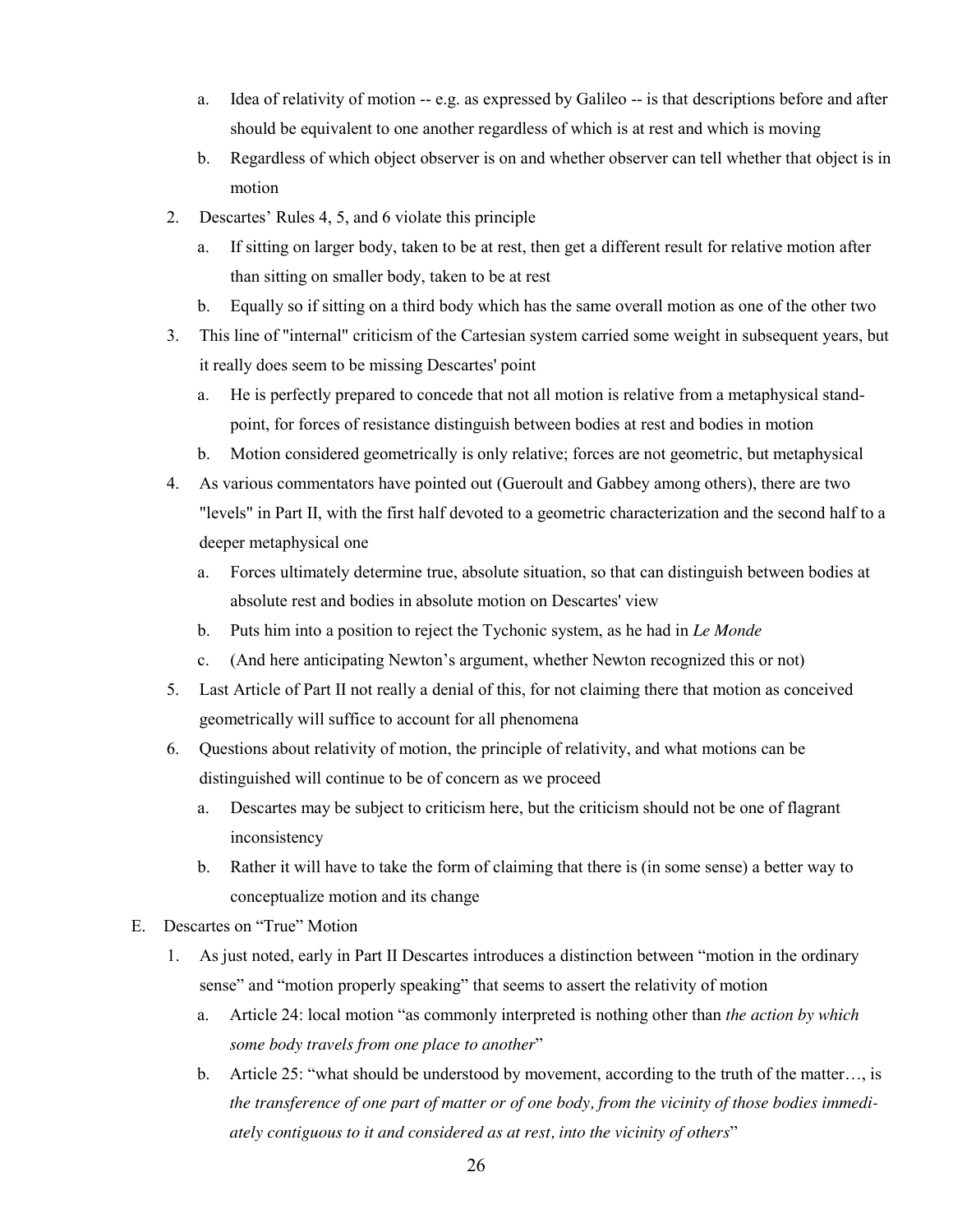a. Idea of relativity of motion -- e.g. as expressed by Galileo -- is that descriptions before and after should be equivalent to one another regardless of which is at rest and which is moving
   b. Regardless of which object observer is on and whether observer can tell whether that object is in motion
2. Descartes' Rules 4, 5, and 6 violate this principle
   a. If sitting on larger body, taken to be at rest, then get a different result for relative motion after than sitting on smaller body, taken to be at rest
   b. Equally so if sitting on a third body which has the same overall motion as one of the other two
3. This line of "internal" criticism of the Cartesian system carried some weight in subsequent years, but it really does seem to be missing Descartes' point
   a. He is perfectly prepared to concede that not all motion is relative from a metaphysical standpoint, for forces of resistance distinguish between bodies at rest and bodies in motion
   b. Motion considered geometrically is only relative; forces are not geometric, but metaphysical
4. As various commentators have pointed out (Gueroult and Gabbey among others), there are two "levels" in Part II, with the first half devoted to a geometric characterization and the second half to a deeper metaphysical one
   a. Forces ultimately determine true, absolute situation, so that can distinguish between bodies at absolute rest and bodies in absolute motion on Descartes' view
   b. Puts him into a position to reject the Tychonic system, as he had in *Le Monde*
   c. (And here anticipating Newton's argument, whether Newton recognized this or not)
5. Last Article of Part II not really a denial of this, for not claiming there that motion as conceived geometrically will suffice to account for all phenomena
6. Questions about relativity of motion, the principle of relativity, and what motions can be distinguished will continue to be of concern as we proceed
   a. Descartes may be subject to criticism here, but the criticism should not be one of flagrant inconsistency
   b. Rather it will have to take the form of claiming that there is (in some sense) a better way to conceptualize motion and its change

E. Descartes on "True" Motion

1. As just noted, early in Part II Descartes introduces a distinction between "motion in the ordinary sense" and "motion properly speaking" that seems to assert the relativity of motion
   a. Article 24: local motion "as commonly interpreted is nothing other than *the action by which some body travels from one place to another*"
   b. Article 25: "what should be understood by movement, according to the truth of the matter…, is *the transference of one part of matter or of one body, from the vicinity of those bodies immediately contiguous to it and considered as at rest, into the vicinity of others*"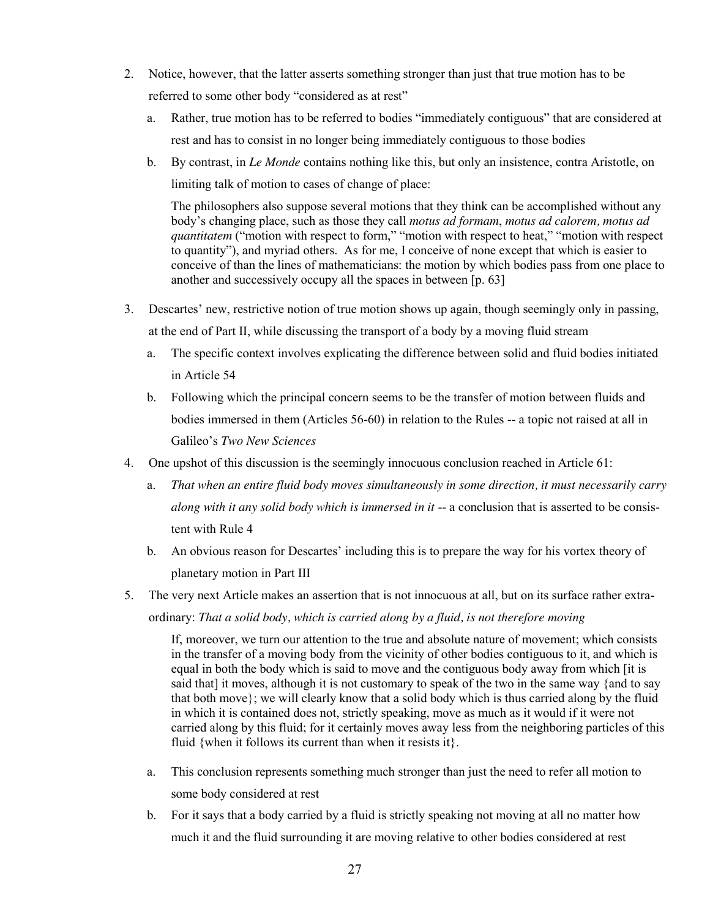2. Notice, however, that the latter asserts something stronger than just that true motion has to be referred to some other body "considered as at rest"
   a. Rather, true motion has to be referred to bodies "immediately contiguous" that are considered at rest and has to consist in no longer being immediately contiguous to those bodies
   b. By contrast, in *Le Monde* contains nothing like this, but only an insistence, contra Aristotle, on limiting talk of motion to cases of change of place:

      > The philosophers also suppose several motions that they think can be accomplished without any body's changing place, such as those they call *motus ad formam*, *motus ad calorem*, *motus ad quantitatem* ("motion with respect to form," "motion with respect to heat," "motion with respect to quantity"), and myriad others. As for me, I conceive of none except that which is easier to conceive of than the lines of mathematicians: the motion by which bodies pass from one place to another and successively occupy all the spaces in between [p. 63]

3. Descartes' new, restrictive notion of true motion shows up again, though seemingly only in passing, at the end of Part II, while discussing the transport of a body by a moving fluid stream
   a. The specific context involves explicating the difference between solid and fluid bodies initiated in Article 54
   b. Following which the principal concern seems to be the transfer of motion between fluids and bodies immersed in them (Articles 56-60) in relation to the Rules -- a topic not raised at all in Galileo's *Two New Sciences*
4. One upshot of this discussion is the seemingly innocuous conclusion reached in Article 61:
   a. *That when an entire fluid body moves simultaneously in some direction, it must necessarily carry along with it any solid body which is immersed in it* -- a conclusion that is asserted to be consistent with Rule 4
   b. An obvious reason for Descartes' including this is to prepare the way for his vortex theory of planetary motion in Part III
5. The very next Article makes an assertion that is not innocuous at all, but on its surface rather extraordinary: *That a solid body, which is carried along by a fluid, is not therefore moving*

   > If, moreover, we turn our attention to the true and absolute nature of movement; which consists in the transfer of a moving body from the vicinity of other bodies contiguous to it, and which is equal in both the body which is said to move and the contiguous body away from which [it is said that] it moves, although it is not customary to speak of the two in the same way {and to say that both move}; we will clearly know that a solid body which is thus carried along by the fluid in which it is contained does not, strictly speaking, move as much as it would if it were not carried along by this fluid; for it certainly moves away less from the neighboring particles of this fluid {when it follows its current than when it resists it}.

   a. This conclusion represents something much stronger than just the need to refer all motion to some body considered at rest
   b. For it says that a body carried by a fluid is strictly speaking not moving at all no matter how much it and the fluid surrounding it are moving relative to other bodies considered at rest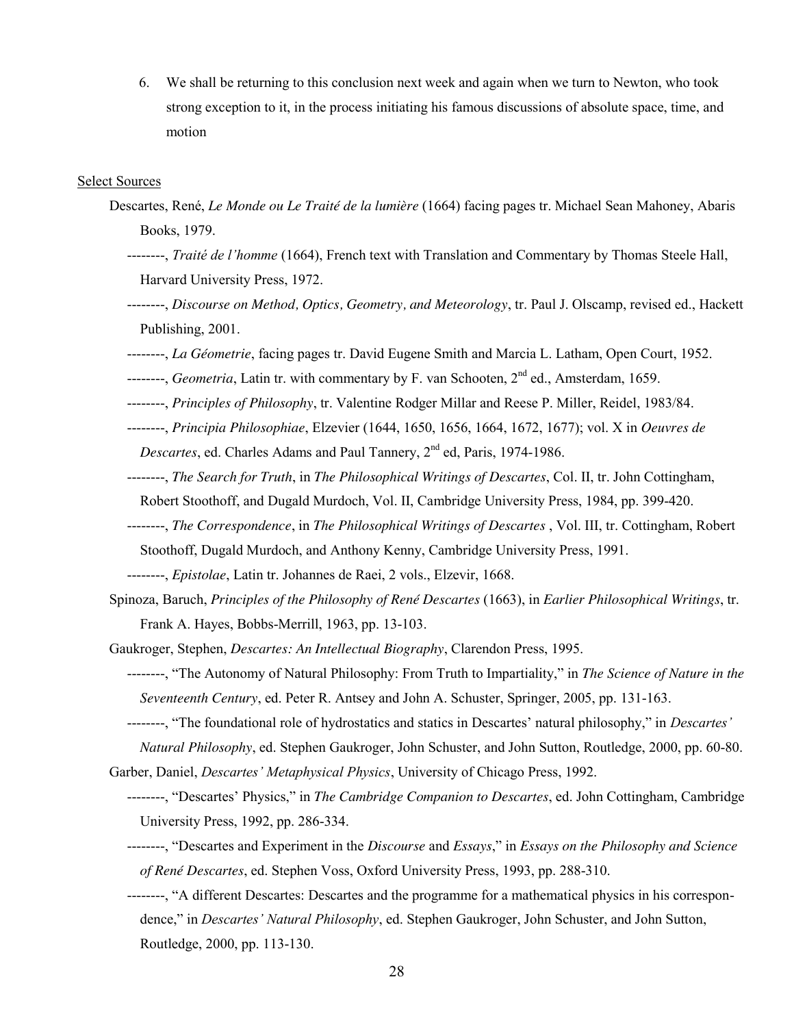6. We shall be returning to this conclusion next week and again when we turn to Newton, who took strong exception to it, in the process initiating his famous discussions of absolute space, time, and motion

Select Sources

Descartes, René, *Le Monde ou Le Traité de la lumière* (1664) facing pages tr. Michael Sean Mahoney, Abaris Books, 1979.

--------, *Traité de l'homme* (1664), French text with Translation and Commentary by Thomas Steele Hall, Harvard University Press, 1972.

--------, *Discourse on Method, Optics, Geometry, and Meteorology*, tr. Paul J. Olscamp, revised ed., Hackett Publishing, 2001.

--------, *La Géometrie*, facing pages tr. David Eugene Smith and Marcia L. Latham, Open Court, 1952.

--------, *Geometria*, Latin tr. with commentary by F. van Schooten, 2nd ed., Amsterdam, 1659.

--------, *Principles of Philosophy*, tr. Valentine Rodger Millar and Reese P. Miller, Reidel, 1983/84.

--------, *Principia Philosophiae*, Elzevier (1644, 1650, 1656, 1664, 1672, 1677); vol. X in *Oeuvres de Descartes*, ed. Charles Adams and Paul Tannery, 2nd ed, Paris, 1974-1986.

--------, *The Search for Truth*, in *The Philosophical Writings of Descartes*, Col. II, tr. John Cottingham, Robert Stoothoff, and Dugald Murdoch, Vol. II, Cambridge University Press, 1984, pp. 399-420.

--------, *The Correspondence*, in *The Philosophical Writings of Descartes* , Vol. III, tr. Cottingham, Robert Stoothoff, Dugald Murdoch, and Anthony Kenny, Cambridge University Press, 1991.

--------, *Epistolae*, Latin tr. Johannes de Raei, 2 vols., Elzevir, 1668.

Spinoza, Baruch, *Principles of the Philosophy of René Descartes* (1663), in *Earlier Philosophical Writings*, tr. Frank A. Hayes, Bobbs-Merrill, 1963, pp. 13-103.

Gaukroger, Stephen, *Descartes: An Intellectual Biography*, Clarendon Press, 1995.

--------, "The Autonomy of Natural Philosophy: From Truth to Impartiality," in *The Science of Nature in the Seventeenth Century*, ed. Peter R. Antsey and John A. Schuster, Springer, 2005, pp. 131-163.

--------, "The foundational role of hydrostatics and statics in Descartes' natural philosophy," in *Descartes' Natural Philosophy*, ed. Stephen Gaukroger, John Schuster, and John Sutton, Routledge, 2000, pp. 60-80.

Garber, Daniel, *Descartes' Metaphysical Physics*, University of Chicago Press, 1992.

--------, "Descartes' Physics," in *The Cambridge Companion to Descartes*, ed. John Cottingham, Cambridge University Press, 1992, pp. 286-334.

--------, "Descartes and Experiment in the *Discourse* and *Essays*," in *Essays on the Philosophy and Science of René Descartes*, ed. Stephen Voss, Oxford University Press, 1993, pp. 288-310.

--------, "A different Descartes: Descartes and the programme for a mathematical physics in his correspondence," in *Descartes' Natural Philosophy*, ed. Stephen Gaukroger, John Schuster, and John Sutton, Routledge, 2000, pp. 113-130.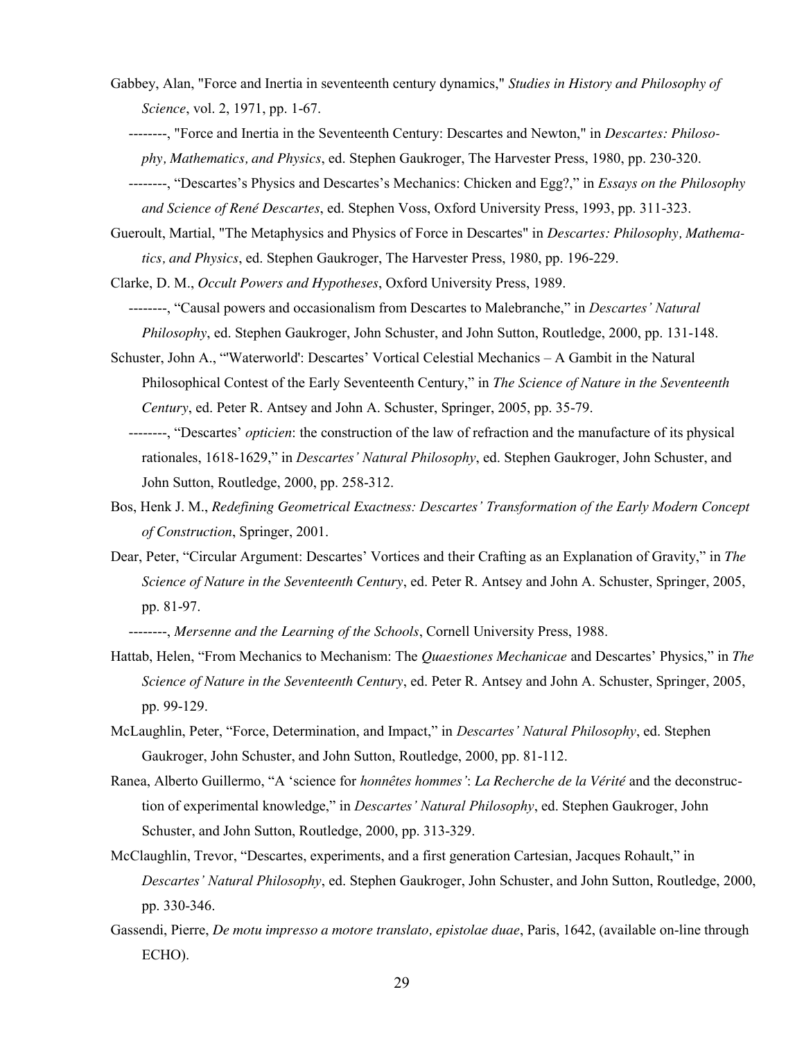Gabbey, Alan, "Force and Inertia in seventeenth century dynamics," *Studies in History and Philosophy of Science*, vol. 2, 1971, pp. 1-67.

--------, "Force and Inertia in the Seventeenth Century: Descartes and Newton," in *Descartes: Philosophy, Mathematics, and Physics*, ed. Stephen Gaukroger, The Harvester Press, 1980, pp. 230-320.

--------, "Descartes's Physics and Descartes's Mechanics: Chicken and Egg?," in *Essays on the Philosophy and Science of René Descartes*, ed. Stephen Voss, Oxford University Press, 1993, pp. 311-323.

Gueroult, Martial, "The Metaphysics and Physics of Force in Descartes" in *Descartes: Philosophy, Mathematics, and Physics*, ed. Stephen Gaukroger, The Harvester Press, 1980, pp. 196-229.

Clarke, D. M., *Occult Powers and Hypotheses*, Oxford University Press, 1989.

--------, "Causal powers and occasionalism from Descartes to Malebranche," in *Descartes' Natural Philosophy*, ed. Stephen Gaukroger, John Schuster, and John Sutton, Routledge, 2000, pp. 131-148.

Schuster, John A., "'Waterworld': Descartes' Vortical Celestial Mechanics – A Gambit in the Natural Philosophical Contest of the Early Seventeenth Century," in *The Science of Nature in the Seventeenth Century*, ed. Peter R. Antsey and John A. Schuster, Springer, 2005, pp. 35-79.

--------, "Descartes' *opticien*: the construction of the law of refraction and the manufacture of its physical rationales, 1618-1629," in *Descartes' Natural Philosophy*, ed. Stephen Gaukroger, John Schuster, and John Sutton, Routledge, 2000, pp. 258-312.

Bos, Henk J. M., *Redefining Geometrical Exactness: Descartes' Transformation of the Early Modern Concept of Construction*, Springer, 2001.

Dear, Peter, "Circular Argument: Descartes' Vortices and their Crafting as an Explanation of Gravity," in *The Science of Nature in the Seventeenth Century*, ed. Peter R. Antsey and John A. Schuster, Springer, 2005, pp. 81-97.

--------, *Mersenne and the Learning of the Schools*, Cornell University Press, 1988.

Hattab, Helen, "From Mechanics to Mechanism: The *Quaestiones Mechanicae* and Descartes' Physics," in *The Science of Nature in the Seventeenth Century*, ed. Peter R. Antsey and John A. Schuster, Springer, 2005, pp. 99-129.

McLaughlin, Peter, "Force, Determination, and Impact," in *Descartes' Natural Philosophy*, ed. Stephen Gaukroger, John Schuster, and John Sutton, Routledge, 2000, pp. 81-112.

Ranea, Alberto Guillermo, "A 'science for *honnêtes hommes*': *La Recherche de la Vérité* and the deconstruction of experimental knowledge," in *Descartes' Natural Philosophy*, ed. Stephen Gaukroger, John Schuster, and John Sutton, Routledge, 2000, pp. 313-329.

McClaughlin, Trevor, "Descartes, experiments, and a first generation Cartesian, Jacques Rohault," in *Descartes' Natural Philosophy*, ed. Stephen Gaukroger, John Schuster, and John Sutton, Routledge, 2000, pp. 330-346.

Gassendi, Pierre, *De motu impresso a motore translato, epistolae duae*, Paris, 1642, (available on-line through ECHO).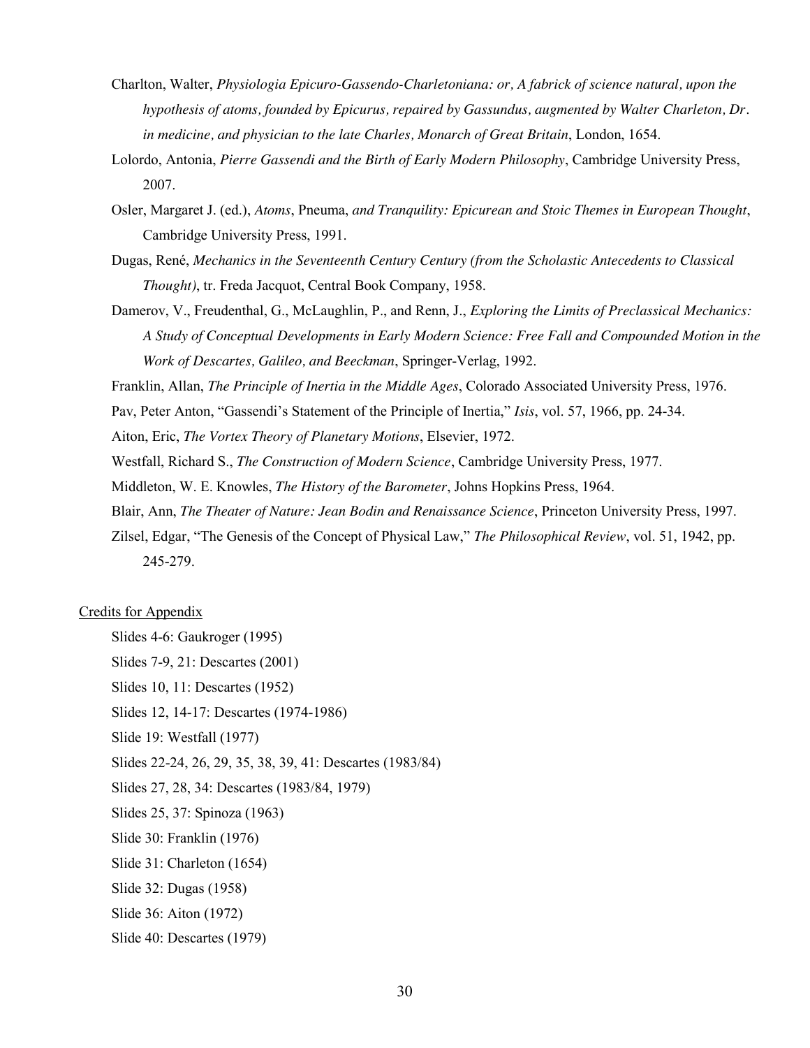Charlton, Walter, *Physiologia Epicuro-Gassendo-Charletoniana: or, A fabrick of science natural, upon the hypothesis of atoms, founded by Epicurus, repaired by Gassundus, augmented by Walter Charleton, Dr. in medicine, and physician to the late Charles, Monarch of Great Britain*, London, 1654.

Lolordo, Antonia, *Pierre Gassendi and the Birth of Early Modern Philosophy*, Cambridge University Press, 2007.

Osler, Margaret J. (ed.), *Atoms*, Pneuma, *and Tranquility: Epicurean and Stoic Themes in European Thought*, Cambridge University Press, 1991.

Dugas, René, *Mechanics in the Seventeenth Century Century (from the Scholastic Antecedents to Classical Thought)*, tr. Freda Jacquot, Central Book Company, 1958.

Damerov, V., Freudenthal, G., McLaughlin, P., and Renn, J., *Exploring the Limits of Preclassical Mechanics: A Study of Conceptual Developments in Early Modern Science: Free Fall and Compounded Motion in the Work of Descartes, Galileo, and Beeckman*, Springer-Verlag, 1992.

Franklin, Allan, *The Principle of Inertia in the Middle Ages*, Colorado Associated University Press, 1976.

Pav, Peter Anton, "Gassendi's Statement of the Principle of Inertia," *Isis*, vol. 57, 1966, pp. 24-34.

Aiton, Eric, *The Vortex Theory of Planetary Motions*, Elsevier, 1972.

Westfall, Richard S., *The Construction of Modern Science*, Cambridge University Press, 1977.

Middleton, W. E. Knowles, *The History of the Barometer*, Johns Hopkins Press, 1964.

Blair, Ann, *The Theater of Nature: Jean Bodin and Renaissance Science*, Princeton University Press, 1997.

Zilsel, Edgar, "The Genesis of the Concept of Physical Law," *The Philosophical Review*, vol. 51, 1942, pp. 245-279.

Credits for Appendix

Slides 4-6: Gaukroger (1995)
Slides 7-9, 21: Descartes (2001)
Slides 10, 11: Descartes (1952)
Slides 12, 14-17: Descartes (1974-1986)
Slide 19: Westfall (1977)
Slides 22-24, 26, 29, 35, 38, 39, 41: Descartes (1983/84)
Slides 27, 28, 34: Descartes (1983/84, 1979)
Slides 25, 37: Spinoza (1963)
Slide 30: Franklin (1976)
Slide 31: Charleton (1654)
Slide 32: Dugas (1958)
Slide 36: Aiton (1972)
Slide 40: Descartes (1979)